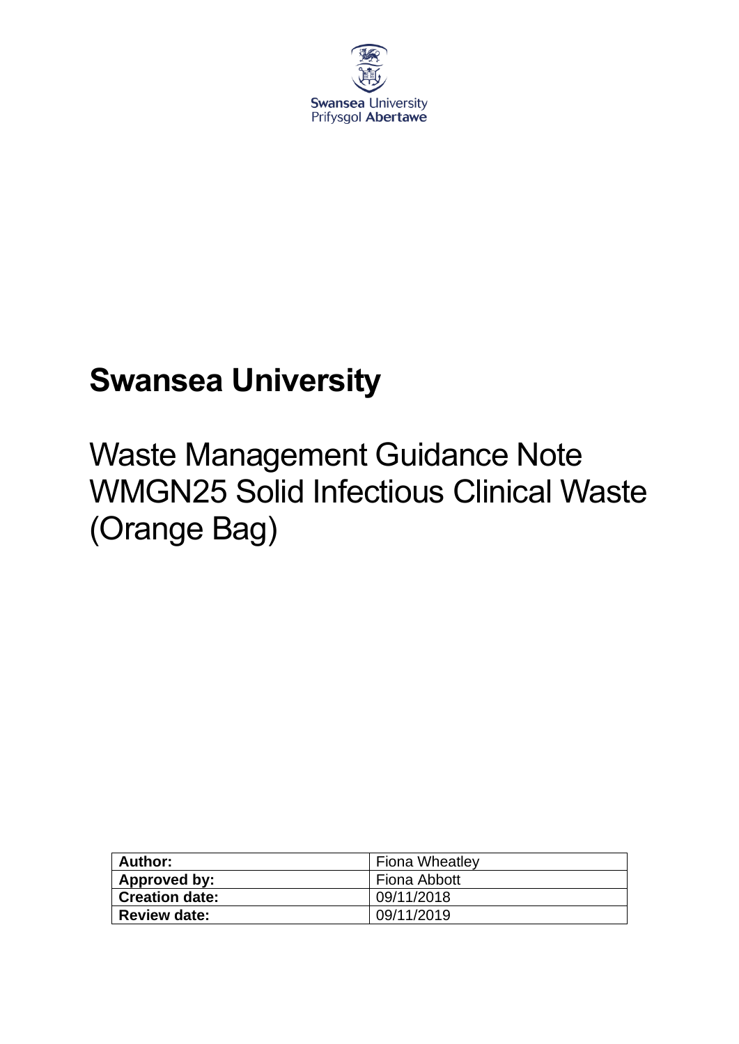Swansea University
Prifysgol Abertawe

# Swansea University

## Waste Management Guidance Note WMGN25 Solid Infectious Clinical Waste (Orange Bag)

| | |
|---|---|
| **Author:** | Fiona Wheatley |
| **Approved by:** | Fiona Abbott |
| **Creation date:** | 09/11/2018 |
| **Review date:** | 09/11/2019 |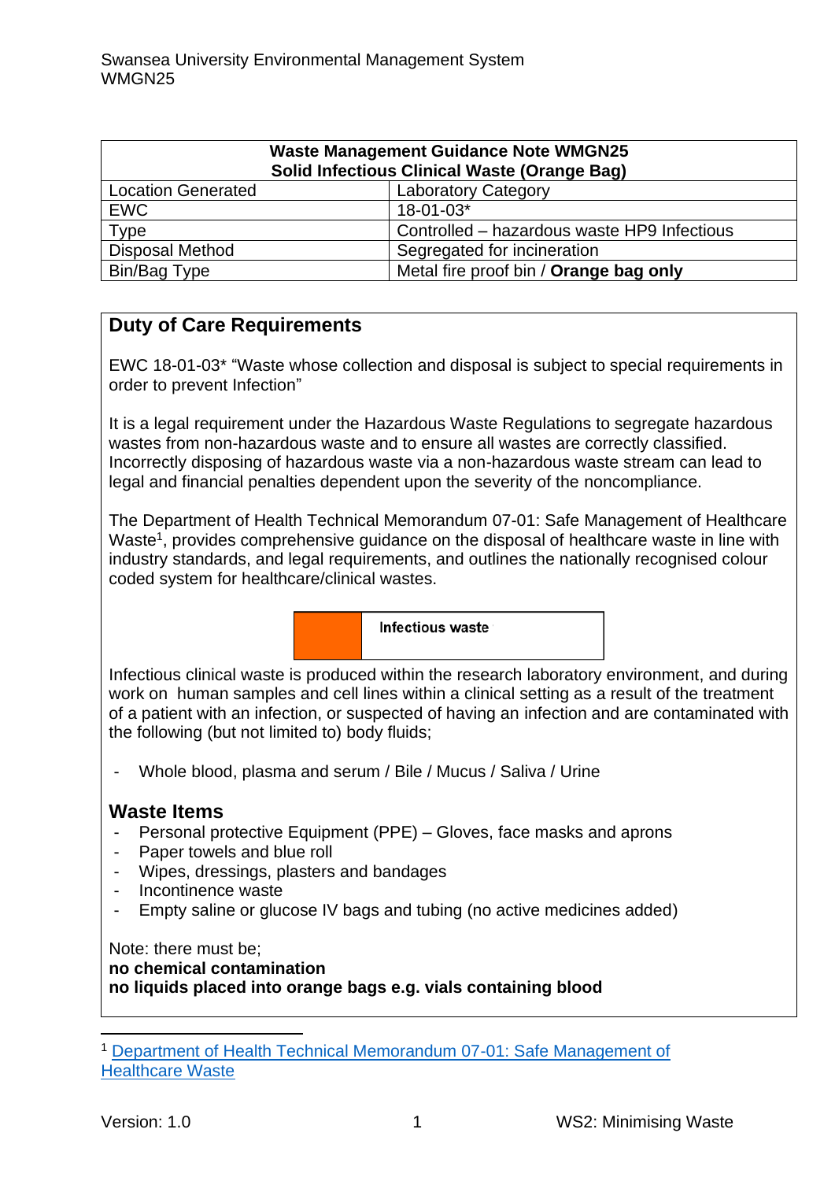| Waste Management Guidance Note WMGN25<br>Solid Infectious Clinical Waste (Orange Bag) | |
|---|---|
| Location Generated | Laboratory Category |
| EWC | 18-01-03* |
| Type | Controlled – hazardous waste HP9 Infectious |
| Disposal Method | Segregated for incineration |
| Bin/Bag Type | Metal fire proof bin / **Orange bag only** |

## Duty of Care Requirements

EWC 18-01-03* "Waste whose collection and disposal is subject to special requirements in order to prevent Infection"

It is a legal requirement under the Hazardous Waste Regulations to segregate hazardous wastes from non-hazardous waste and to ensure all wastes are correctly classified. Incorrectly disposing of hazardous waste via a non-hazardous waste stream can lead to legal and financial penalties dependent upon the severity of the noncompliance.

The Department of Health Technical Memorandum 07-01: Safe Management of Healthcare Waste[1], provides comprehensive guidance on the disposal of healthcare waste in line with industry standards, and legal requirements, and outlines the nationally recognised colour coded system for healthcare/clinical wastes.

| | **Infectious waste** |
|---|---|

Infectious clinical waste is produced within the research laboratory environment, and during work on human samples and cell lines within a clinical setting as a result of the treatment of a patient with an infection, or suspected of having an infection and are contaminated with the following (but not limited to) body fluids;

- Whole blood, plasma and serum / Bile / Mucus / Saliva / Urine

### Waste Items

- Personal protective Equipment (PPE) – Gloves, face masks and aprons
- Paper towels and blue roll
- Wipes, dressings, plasters and bandages
- Incontinence waste
- Empty saline or glucose IV bags and tubing (no active medicines added)

Note: there must be;
**no chemical contamination**
**no liquids placed into orange bags e.g. vials containing blood**

[1] Department of Health Technical Memorandum 07-01: Safe Management of Healthcare Waste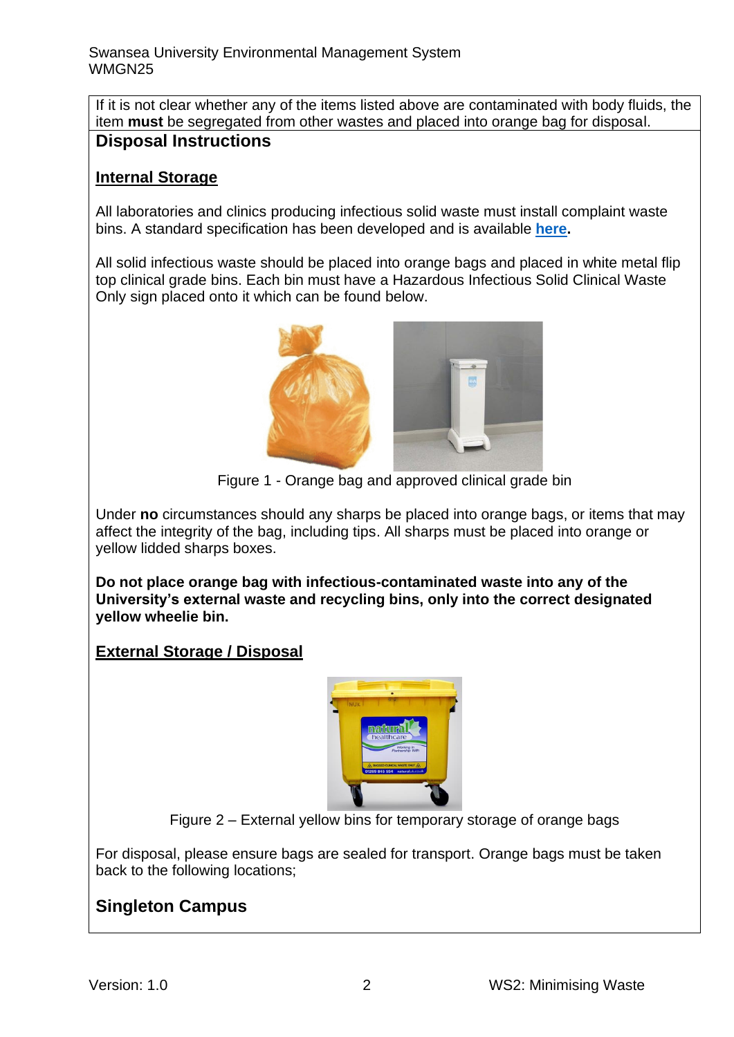If it is not clear whether any of the items listed above are contaminated with body fluids, the item **must** be segregated from other wastes and placed into orange bag for disposal.

## Disposal Instructions

### Internal Storage

All laboratories and clinics producing infectious solid waste must install complaint waste bins. A standard specification has been developed and is available **here**.

All solid infectious waste should be placed into orange bags and placed in white metal flip top clinical grade bins. Each bin must have a Hazardous Infectious Solid Clinical Waste Only sign placed onto it which can be found below.

Figure 1 - Orange bag and approved clinical grade bin

Under **no** circumstances should any sharps be placed into orange bags, or items that may affect the integrity of the bag, including tips. All sharps must be placed into orange or yellow lidded sharps boxes.

**Do not place orange bag with infectious-contaminated waste into any of the University's external waste and recycling bins, only into the correct designated yellow wheelie bin.**

### External Storage / Disposal

Figure 2 – External yellow bins for temporary storage of orange bags

For disposal, please ensure bags are sealed for transport. Orange bags must be taken back to the following locations;

## Singleton Campus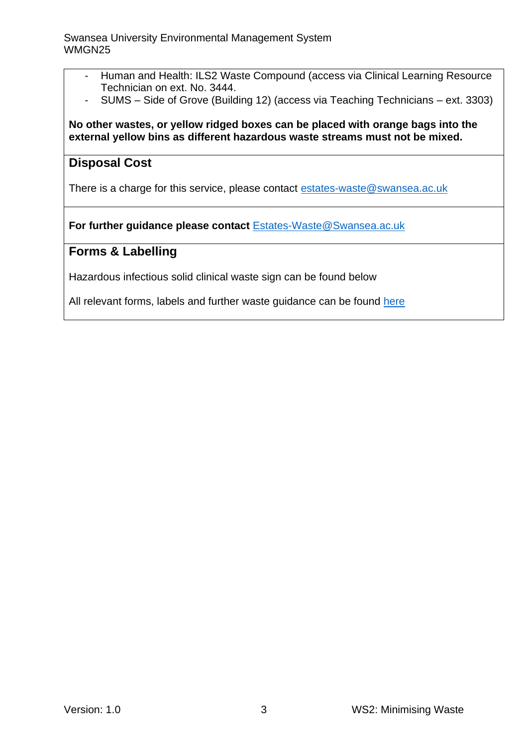- Human and Health: ILS2 Waste Compound (access via Clinical Learning Resource Technician on ext. No. 3444.
- SUMS – Side of Grove (Building 12) (access via Teaching Technicians – ext. 3303)

**No other wastes, or yellow ridged boxes can be placed with orange bags into the external yellow bins as different hazardous waste streams must not be mixed.**

## Disposal Cost

There is a charge for this service, please contact estates-waste@swansea.ac.uk

**For further guidance please contact** Estates-Waste@Swansea.ac.uk

## Forms & Labelling

Hazardous infectious solid clinical waste sign can be found below

All relevant forms, labels and further waste guidance can be found here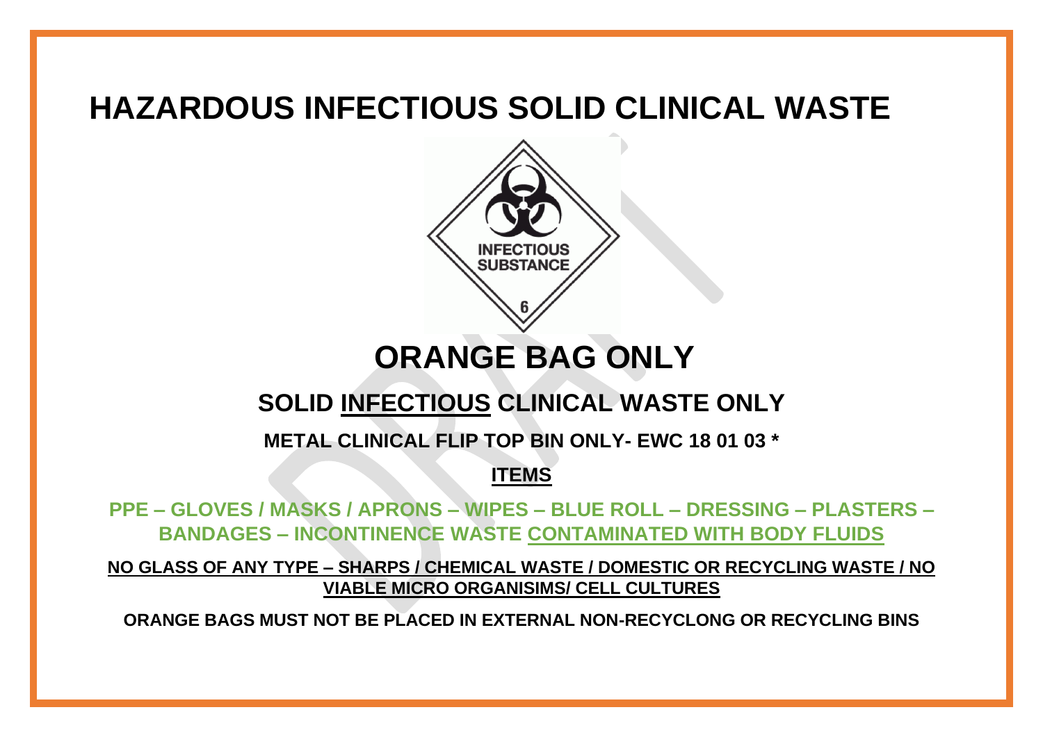# HAZARDOUS INFECTIOUS SOLID CLINICAL WASTE

INFECTIOUS SUBSTANCE

6

## ORANGE BAG ONLY

### SOLID <u>INFECTIOUS</u> CLINICAL WASTE ONLY

**METAL CLINICAL FLIP TOP BIN ONLY- EWC 18 01 03 ***

**<u>ITEMS</u>**

**PPE – GLOVES / MASKS / APRONS – WIPES – BLUE ROLL – DRESSING – PLASTERS – BANDAGES – INCONTINENCE WASTE <u>CONTAMINATED WITH BODY FLUIDS</u>**

**<u>NO GLASS OF ANY TYPE – SHARPS / CHEMICAL WASTE / DOMESTIC OR RECYCLING WASTE / NO VIABLE MICRO ORGANISIMS/ CELL CULTURES</u>**

**ORANGE BAGS MUST NOT BE PLACED IN EXTERNAL NON-RECYCLONG OR RECYCLING BINS**